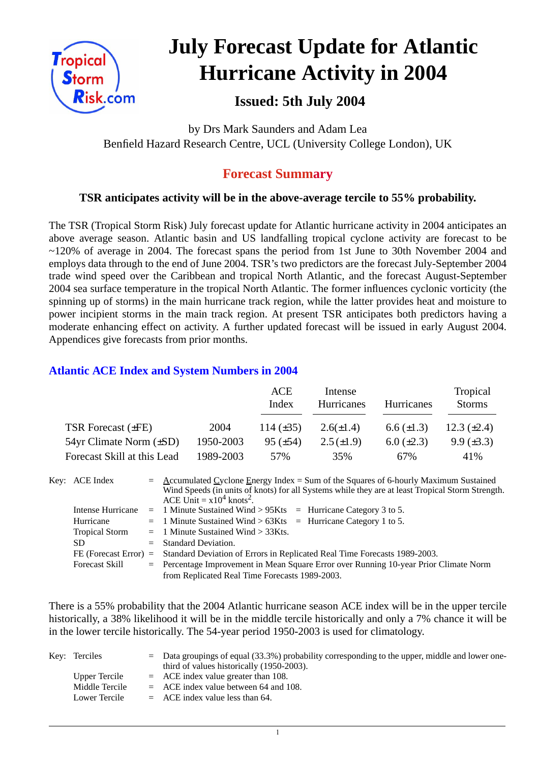Tropical Storm Risk.com

# July Forecast Update for Atlantic Hurricane Activity in 2004

### Issued: 5th July 2004

by Drs Mark Saunders and Adam Lea
Benfield Hazard Research Centre, UCL (University College London), UK

## Forecast Summary

**TSR anticipates activity will be in the above-average tercile to 55% probability.**

The TSR (Tropical Storm Risk) July forecast update for Atlantic hurricane activity in 2004 anticipates an above average season. Atlantic basin and US landfalling tropical cyclone activity are forecast to be ~120% of average in 2004. The forecast spans the period from 1st June to 30th November 2004 and employs data through to the end of June 2004. TSR's two predictors are the forecast July-September 2004 trade wind speed over the Caribbean and tropical North Atlantic, and the forecast August-September 2004 sea surface temperature in the tropical North Atlantic. The former influences cyclonic vorticity (the spinning up of storms) in the main hurricane track region, while the latter provides heat and moisture to power incipient storms in the main track region. At present TSR anticipates both predictors having a moderate enhancing effect on activity. A further updated forecast will be issued in early August 2004. Appendices give forecasts from prior months.

## Atlantic ACE Index and System Numbers in 2004

| | | ACE Index | Intense Hurricanes | Hurricanes | Tropical Storms |
|---|---|---|---|---|---|
| TSR Forecast (±FE) | 2004 | 114 (±35) | 2.6(±1.4) | 6.6 (±1.3) | 12.3 (±2.4) |
| 54yr Climate Norm (±SD) | 1950-2003 | 95 (±54) | 2.5 (±1.9) | 6.0 (±2.3) | 9.9 (±3.3) |
| Forecast Skill at this Lead | 1989-2003 | 57% | 35% | 67% | 41% |

Key:
- ACE Index = Accumulated Cyclone Energy Index = Sum of the Squares of 6-hourly Maximum Sustained Wind Speeds (in units of knots) for all Systems while they are at least Tropical Storm Strength. ACE Unit = $x10^4$ knots$^2$.
- Intense Hurricane = 1 Minute Sustained Wind > 95Kts = Hurricane Category 3 to 5.
- Hurricane = 1 Minute Sustained Wind > 63Kts = Hurricane Category 1 to 5.
- Tropical Storm = 1 Minute Sustained Wind > 33Kts.
- SD = Standard Deviation.
- FE (Forecast Error) = Standard Deviation of Errors in Replicated Real Time Forecasts 1989-2003.
- Forecast Skill = Percentage Improvement in Mean Square Error over Running 10-year Prior Climate Norm from Replicated Real Time Forecasts 1989-2003.

There is a 55% probability that the 2004 Atlantic hurricane season ACE index will be in the upper tercile historically, a 38% likelihood it will be in the middle tercile historically and only a 7% chance it will be in the lower tercile historically. The 54-year period 1950-2003 is used for climatology.

Key:
- Terciles = Data groupings of equal (33.3%) probability corresponding to the upper, middle and lower one-third of values historically (1950-2003).
- Upper Tercile = ACE index value greater than 108.
- Middle Tercile = ACE index value between 64 and 108.
- Lower Tercile = ACE index value less than 64.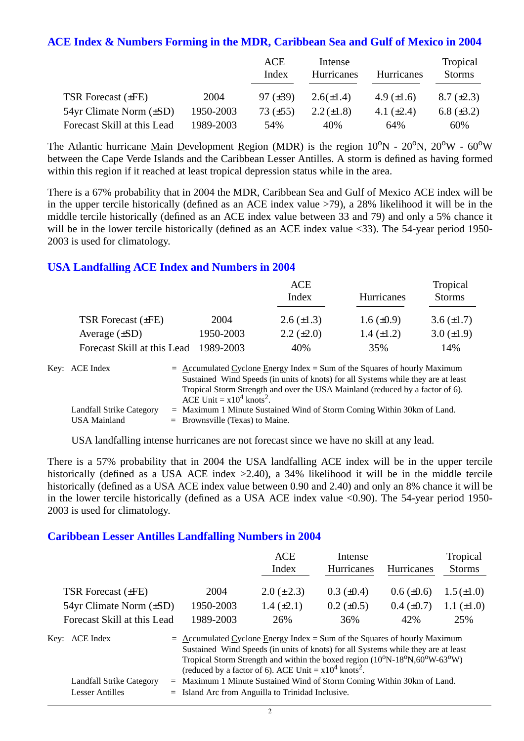## ACE Index & Numbers Forming in the MDR, Caribbean Sea and Gulf of Mexico in 2004

| | | ACE Index | Intense Hurricanes | Hurricanes | Tropical Storms |
|---|---|---|---|---|---|
| TSR Forecast (±FE) | 2004 | 97 (±39) | 2.6(±1.4) | 4.9 (±1.6) | 8.7 (±2.3) |
| 54yr Climate Norm (±SD) | 1950-2003 | 73 (±55) | 2.2 (±1.8) | 4.1 (±2.4) | 6.8 (±3.2) |
| Forecast Skill at this Lead | 1989-2003 | 54% | 40% | 64% | 60% |

The Atlantic hurricane Main Development Region (MDR) is the region 10°N - 20°N, 20°W - 60°W between the Cape Verde Islands and the Caribbean Lesser Antilles. A storm is defined as having formed within this region if it reached at least tropical depression status while in the area.

There is a 67% probability that in 2004 the MDR, Caribbean Sea and Gulf of Mexico ACE index will be in the upper tercile historically (defined as an ACE index value >79), a 28% likelihood it will be in the middle tercile historically (defined as an ACE index value between 33 and 79) and only a 5% chance it will be in the lower tercile historically (defined as an ACE index value <33). The 54-year period 1950-2003 is used for climatology.

## USA Landfalling ACE Index and Numbers in 2004

| | | ACE Index | Hurricanes | Tropical Storms |
|---|---|---|---|---|
| TSR Forecast (±FE) | 2004 | 2.6 (±1.3) | 1.6 (±0.9) | 3.6 (±1.7) |
| Average (±SD) | 1950-2003 | 2.2 (±2.0) | 1.4 (±1.2) | 3.0 (±1.9) |
| Forecast Skill at this Lead | 1989-2003 | 40% | 35% | 14% |

Key: ACE Index = Accumulated Cyclone Energy Index = Sum of the Squares of hourly Maximum Sustained Wind Speeds (in units of knots) for all Systems while they are at least Tropical Storm Strength and over the USA Mainland (reduced by a factor of 6). ACE Unit = $x10^4$ knots$^2$.

Landfall Strike Category = Maximum 1 Minute Sustained Wind of Storm Coming Within 30km of Land.

USA Mainland = Brownsville (Texas) to Maine.

USA landfalling intense hurricanes are not forecast since we have no skill at any lead.

There is a 57% probability that in 2004 the USA landfalling ACE index will be in the upper tercile historically (defined as a USA ACE index >2.40), a 34% likelihood it will be in the middle tercile historically (defined as a USA ACE index value between 0.90 and 2.40) and only an 8% chance it will be in the lower tercile historically (defined as a USA ACE index value <0.90). The 54-year period 1950-2003 is used for climatology.

## Caribbean Lesser Antilles Landfalling Numbers in 2004

| | | ACE Index | Intense Hurricanes | Hurricanes | Tropical Storms |
|---|---|---|---|---|---|
| TSR Forecast (±FE) | 2004 | 2.0 (±2.3) | 0.3 (±0.4) | 0.6 (±0.6) | 1.5 (±1.0) |
| 54yr Climate Norm (±SD) | 1950-2003 | 1.4 (±2.1) | 0.2 (±0.5) | 0.4 (±0.7) | 1.1 (±1.0) |
| Forecast Skill at this Lead | 1989-2003 | 26% | 36% | 42% | 25% |

Key: ACE Index = Accumulated Cyclone Energy Index = Sum of the Squares of hourly Maximum Sustained Wind Speeds (in units of knots) for all Systems while they are at least Tropical Storm Strength and within the boxed region (10°N-18°N,60°W-63°W) (reduced by a factor of 6). ACE Unit = $x10^4$ knots$^2$.

Landfall Strike Category = Maximum 1 Minute Sustained Wind of Storm Coming Within 30km of Land.

Lesser Antilles = Island Arc from Anguilla to Trinidad Inclusive.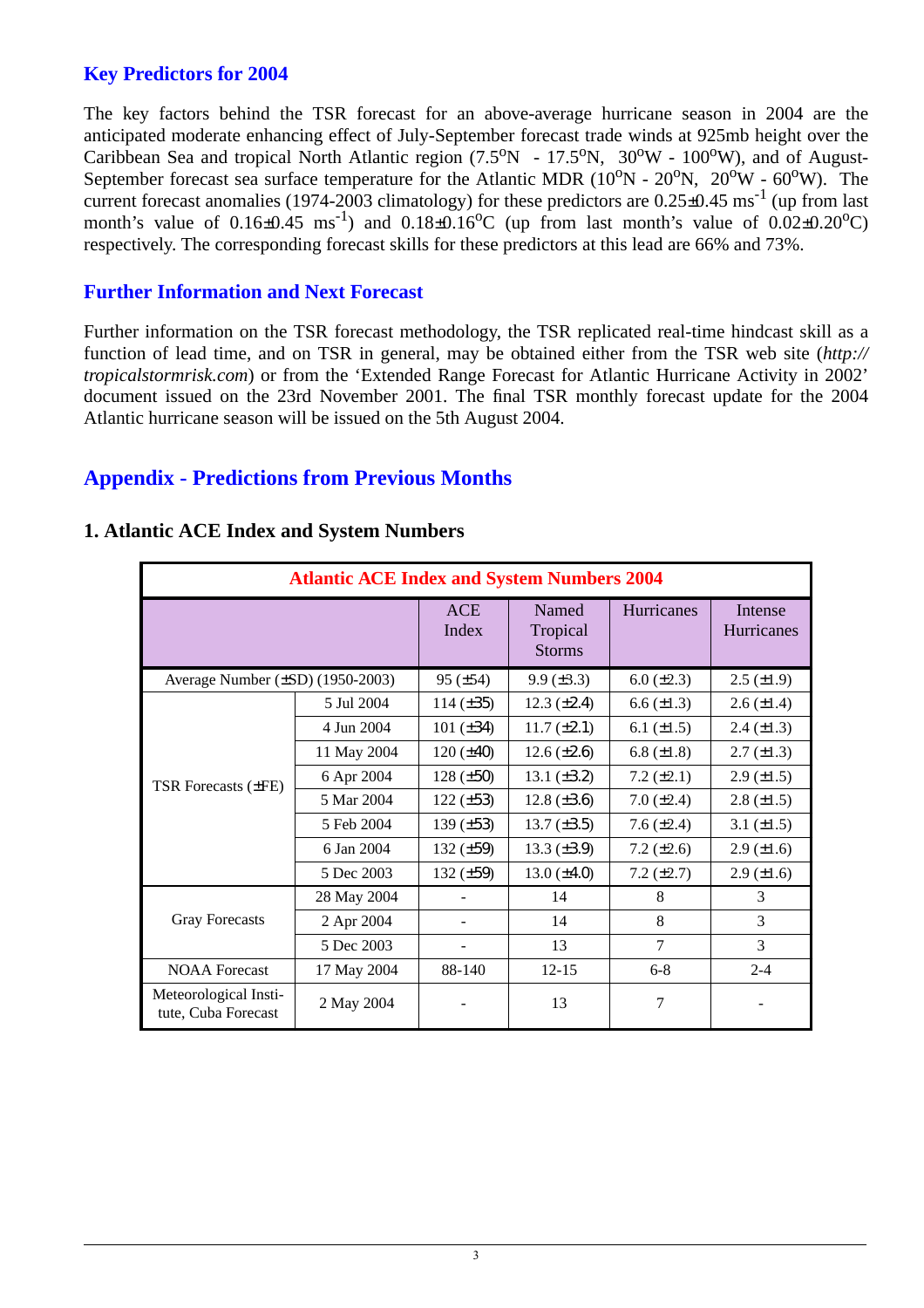## Key Predictors for 2004

The key factors behind the TSR forecast for an above-average hurricane season in 2004 are the anticipated moderate enhancing effect of July-September forecast trade winds at 925mb height over the Caribbean Sea and tropical North Atlantic region (7.5$^o$N - 17.5$^o$N, 30$^o$W - 100$^o$W), and of August-September forecast sea surface temperature for the Atlantic MDR (10$^o$N - 20$^o$N, 20$^o$W - 60$^o$W). The current forecast anomalies (1974-2003 climatology) for these predictors are 0.25±0.45 ms$^{-1}$ (up from last month's value of 0.16±0.45 ms$^{-1}$) and 0.18±0.16$^o$C (up from last month's value of 0.02±0.20$^o$C) respectively. The corresponding forecast skills for these predictors at this lead are 66% and 73%.

## Further Information and Next Forecast

Further information on the TSR forecast methodology, the TSR replicated real-time hindcast skill as a function of lead time, and on TSR in general, may be obtained either from the TSR web site (*http://tropicalstormrisk.com*) or from the 'Extended Range Forecast for Atlantic Hurricane Activity in 2002' document issued on the 23rd November 2001. The final TSR monthly forecast update for the 2004 Atlantic hurricane season will be issued on the 5th August 2004.

# Appendix - Predictions from Previous Months

### 1. Atlantic ACE Index and System Numbers

| Atlantic ACE Index and System Numbers 2004 | | | | | |
|---|---|---|---|---|---|
| | | ACE Index | Named Tropical Storms | Hurricanes | Intense Hurricanes |
| Average Number (±SD) (1950-2003) | | 95 (±54) | 9.9 (±3.3) | 6.0 (±2.3) | 2.5 (±1.9) |
| TSR Forecasts (±FE) | 5 Jul 2004 | 114 (±35) | 12.3 (±2.4) | 6.6 (±1.3) | 2.6 (±1.4) |
| | 4 Jun 2004 | 101 (±34) | 11.7 (±2.1) | 6.1 (±1.5) | 2.4 (±1.3) |
| | 11 May 2004 | 120 (±40) | 12.6 (±2.6) | 6.8 (±1.8) | 2.7 (±1.3) |
| | 6 Apr 2004 | 128 (±50) | 13.1 (±3.2) | 7.2 (±2.1) | 2.9 (±1.5) |
| | 5 Mar 2004 | 122 (±53) | 12.8 (±3.6) | 7.0 (±2.4) | 2.8 (±1.5) |
| | 5 Feb 2004 | 139 (±53) | 13.7 (±3.5) | 7.6 (±2.4) | 3.1 (±1.5) |
| | 6 Jan 2004 | 132 (±59) | 13.3 (±3.9) | 7.2 (±2.6) | 2.9 (±1.6) |
| | 5 Dec 2003 | 132 (±59) | 13.0 (±4.0) | 7.2 (±2.7) | 2.9 (±1.6) |
| Gray Forecasts | 28 May 2004 | - | 14 | 8 | 3 |
| | 2 Apr 2004 | - | 14 | 8 | 3 |
| | 5 Dec 2003 | - | 13 | 7 | 3 |
| NOAA Forecast | 17 May 2004 | 88-140 | 12-15 | 6-8 | 2-4 |
| Meteorological Institute, Cuba Forecast | 2 May 2004 | - | 13 | 7 | - |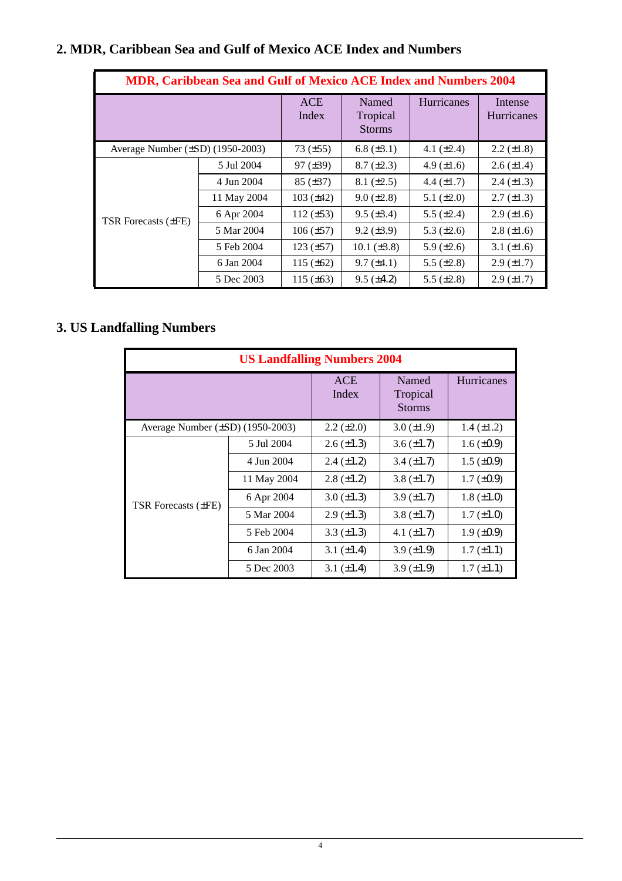## 2. MDR, Caribbean Sea and Gulf of Mexico ACE Index and Numbers

| MDR, Caribbean Sea and Gulf of Mexico ACE Index and Numbers 2004 | | | | | |
|---|---|---|---|---|---|
| | | ACE Index | Named Tropical Storms | Hurricanes | Intense Hurricanes |
| Average Number (±SD) (1950-2003) | | 73 (±55) | 6.8 (±3.1) | 4.1 (±2.4) | 2.2 (±1.8) |
| TSR Forecasts (±FE) | 5 Jul 2004 | 97 (±39) | 8.7 (±2.3) | 4.9 (±1.6) | 2.6 (±1.4) |
| | 4 Jun 2004 | 85 (±37) | 8.1 (±2.5) | 4.4 (±1.7) | 2.4 (±1.3) |
| | 11 May 2004 | 103 (±42) | 9.0 (±2.8) | 5.1 (±2.0) | 2.7 (±1.3) |
| | 6 Apr 2004 | 112 (±53) | 9.5 (±3.4) | 5.5 (±2.4) | 2.9 (±1.6) |
| | 5 Mar 2004 | 106 (±57) | 9.2 (±3.9) | 5.3 (±2.6) | 2.8 (±1.6) |
| | 5 Feb 2004 | 123 (±57) | 10.1 (±3.8) | 5.9 (±2.6) | 3.1 (±1.6) |
| | 6 Jan 2004 | 115 (±62) | 9.7 (±4.1) | 5.5 (±2.8) | 2.9 (±1.7) |
| | 5 Dec 2003 | 115 (±63) | 9.5 (±4.2) | 5.5 (±2.8) | 2.9 (±1.7) |

## 3. US Landfalling Numbers

| US Landfalling Numbers 2004 | | | | |
|---|---|---|---|---|
| | | ACE Index | Named Tropical Storms | Hurricanes |
| Average Number (±SD) (1950-2003) | | 2.2 (±2.0) | 3.0 (±1.9) | 1.4 (±1.2) |
| TSR Forecasts (±FE) | 5 Jul 2004 | 2.6 (±1.3) | 3.6 (±1.7) | 1.6 (±0.9) |
| | 4 Jun 2004 | 2.4 (±1.2) | 3.4 (±1.7) | 1.5 (±0.9) |
| | 11 May 2004 | 2.8 (±1.2) | 3.8 (±1.7) | 1.7 (±0.9) |
| | 6 Apr 2004 | 3.0 (±1.3) | 3.9 (±1.7) | 1.8 (±1.0) |
| | 5 Mar 2004 | 2.9 (±1.3) | 3.8 (±1.7) | 1.7 (±1.0) |
| | 5 Feb 2004 | 3.3 (±1.3) | 4.1 (±1.7) | 1.9 (±0.9) |
| | 6 Jan 2004 | 3.1 (±1.4) | 3.9 (±1.9) | 1.7 (±1.1) |
| | 5 Dec 2003 | 3.1 (±1.4) | 3.9 (±1.9) | 1.7 (±1.1) |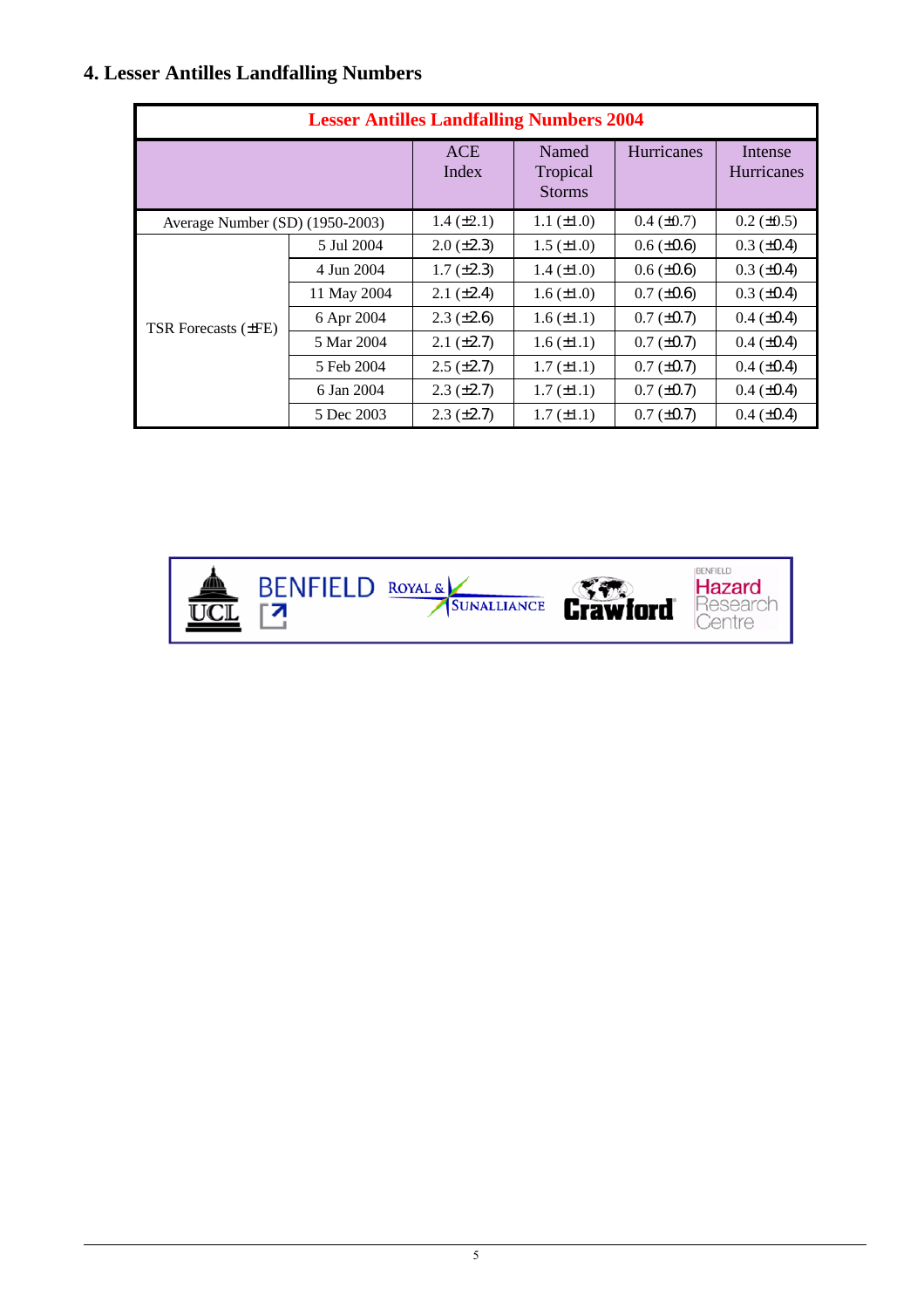## 4. Lesser Antilles Landfalling Numbers

| Lesser Antilles Landfalling Numbers 2004 | | | | | |
|---|---|---|---|---|---|
| | | ACE Index | Named Tropical Storms | Hurricanes | Intense Hurricanes |
| Average Number (SD) (1950-2003) | | 1.4 (±2.1) | 1.1 (±1.0) | 0.4 (±0.7) | 0.2 (±0.5) |
| TSR Forecasts (±FE) | 5 Jul 2004 | 2.0 (±2.3) | 1.5 (±1.0) | 0.6 (±0.6) | 0.3 (±0.4) |
| | 4 Jun 2004 | 1.7 (±2.3) | 1.4 (±1.0) | 0.6 (±0.6) | 0.3 (±0.4) |
| | 11 May 2004 | 2.1 (±2.4) | 1.6 (±1.0) | 0.7 (±0.6) | 0.3 (±0.4) |
| | 6 Apr 2004 | 2.3 (±2.6) | 1.6 (±1.1) | 0.7 (±0.7) | 0.4 (±0.4) |
| | 5 Mar 2004 | 2.1 (±2.7) | 1.6 (±1.1) | 0.7 (±0.7) | 0.4 (±0.4) |
| | 5 Feb 2004 | 2.5 (±2.7) | 1.7 (±1.1) | 0.7 (±0.7) | 0.4 (±0.4) |
| | 6 Jan 2004 | 2.3 (±2.7) | 1.7 (±1.1) | 0.7 (±0.7) | 0.4 (±0.4) |
| | 5 Dec 2003 | 2.3 (±2.7) | 1.7 (±1.1) | 0.7 (±0.7) | 0.4 (±0.4) |

UCL BENFIELD ROYAL & SUNALLIANCE Crawford BENFIELD Hazard Research Centre